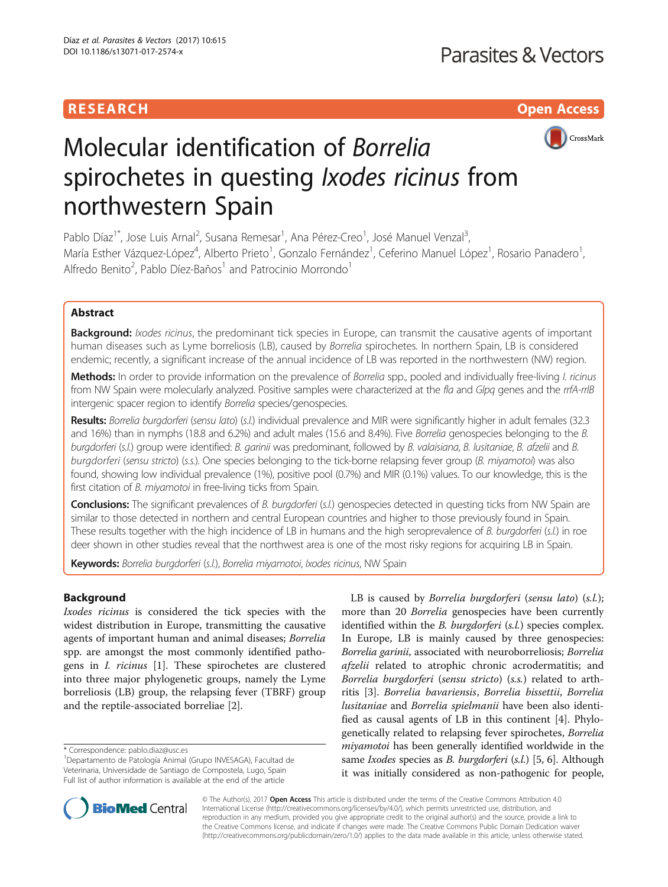RESEARCH **Open Access**

# Molecular identification of *Borrelia* spirochetes in questing *Ixodes ricinus* from northwestern Spain

Pablo Díaz[1*], Jose Luis Arnal[2], Susana Remesar[1], Ana Pérez-Creo[1], José Manuel Venzal[3], María Esther Vázquez-López[4], Alberto Prieto[1], Gonzalo Fernández[1], Ceferino Manuel López[1], Rosario Panadero[1], Alfredo Benito[2], Pablo Díez-Baños[1] and Patrocinio Morrondo[1]

## Abstract

**Background:** *Ixodes ricinus*, the predominant tick species in Europe, can transmit the causative agents of important human diseases such as Lyme borreliosis (LB), caused by *Borrelia* spirochetes. In northern Spain, LB is considered endemic; recently, a significant increase of the annual incidence of LB was reported in the northwestern (NW) region.

**Methods:** In order to provide information on the prevalence of *Borrelia* spp., pooled and individually free-living *I. ricinus* from NW Spain were molecularly analyzed. Positive samples were characterized at the *fla* and *Glpq* genes and the *rrfA-rrlB* intergenic spacer region to identify *Borrelia* species/genospecies.

**Results:** *Borrelia burgdorferi* (*sensu lato*) (*s.l.*) individual prevalence and MIR were significantly higher in adult females (32.3 and 16%) than in nymphs (18.8 and 6.2%) and adult males (15.6 and 8.4%). Five *Borrelia* genospecies belonging to the *B. burgdorferi* (*s.l.*) group were identified: *B. garinii* was predominant, followed by *B. valaisiana*, *B. lusitaniae*, *B. afzelii* and *B. burgdorferi* (*sensu stricto*) (*s.s.*). One species belonging to the tick-borne relapsing fever group (*B. miyamotoi*) was also found, showing low individual prevalence (1%), positive pool (0.7%) and MIR (0.1%) values. To our knowledge, this is the first citation of *B. miyamotoi* in free-living ticks from Spain.

**Conclusions:** The significant prevalences of *B. burgdorferi* (*s.l.*) genospecies detected in questing ticks from NW Spain are similar to those detected in northern and central European countries and higher to those previously found in Spain. These results together with the high incidence of LB in humans and the high seroprevalence of *B. burgdorferi* (*s.l.*) in roe deer shown in other studies reveal that the northwest area is one of the most risky regions for acquiring LB in Spain.

**Keywords:** *Borrelia burgdorferi* (*s.l.*), *Borrelia miyamotoi*, *Ixodes ricinus*, NW Spain

## Background

*Ixodes ricinus* is considered the tick species with the widest distribution in Europe, transmitting the causative agents of important human and animal diseases; *Borrelia* spp. are amongst the most commonly identified pathogens in *I. ricinus* [1]. These spirochetes are clustered into three major phylogenetic groups, namely the Lyme borreliosis (LB) group, the relapsing fever (TBRF) group and the reptile-associated borreliae [2].

LB is caused by *Borrelia burgdorferi* (*sensu lato*) (*s.l.*); more than 20 *Borrelia* genospecies have been currently identified within the *B. burgdorferi* (*s.l.*) species complex. In Europe, LB is mainly caused by three genospecies: *Borrelia garinii*, associated with neuroborreliosis; *Borrelia afzelii* related to atrophic chronic acrodermatitis; and *Borrelia burgdorferi* (*sensu stricto*) (*s.s.*) related to arthritis [3]. *Borrelia bavariensis*, *Borrelia bissettii*, *Borrelia lusitaniae* and *Borrelia spielmanii* have been also identified as causal agents of LB in this continent [4]. Phylogenetically related to relapsing fever spirochetes, *Borrelia miyamotoi* has been generally identified worldwide in the same *Ixodes* species as *B. burgdorferi* (*s.l.*) [5, 6]. Although it was initially considered as non-pathogenic for people,

\* Correspondence: pablo.diaz@usc.es
[1]Departamento de Patología Animal (Grupo INVESAGA), Facultad de Veterinaria, Universidade de Santiago de Compostela, Lugo, Spain
Full list of author information is available at the end of the article

© The Author(s). 2017 **Open Access** This article is distributed under the terms of the Creative Commons Attribution 4.0 International License (http://creativecommons.org/licenses/by/4.0/), which permits unrestricted use, distribution, and reproduction in any medium, provided you give appropriate credit to the original author(s) and the source, provide a link to the Creative Commons license, and indicate if changes were made. The Creative Commons Public Domain Dedication waiver (http://creativecommons.org/publicdomain/zero/1.0/) applies to the data made available in this article, unless otherwise stated.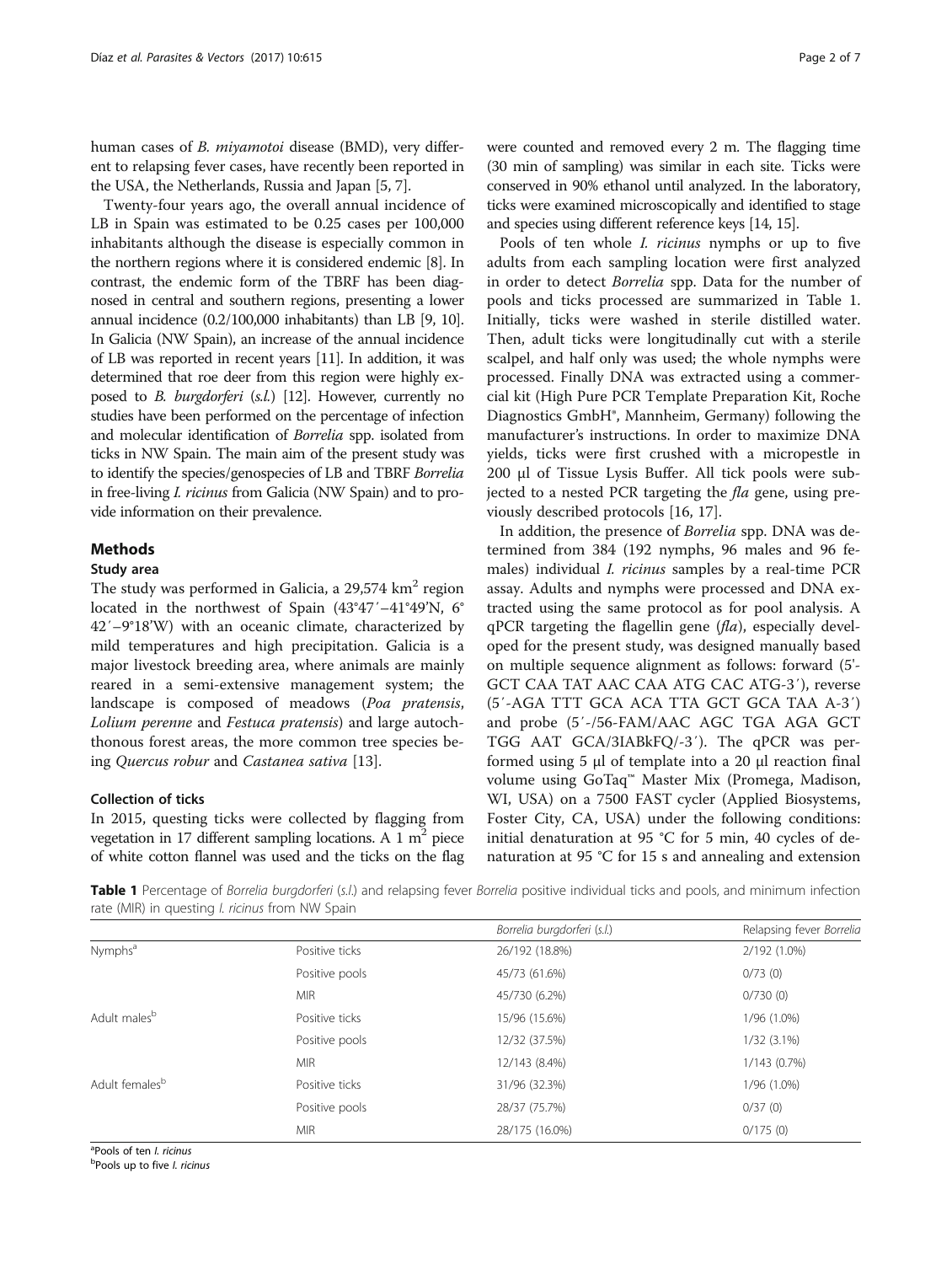human cases of *B. miyamotoi* disease (BMD), very different to relapsing fever cases, have recently been reported in the USA, the Netherlands, Russia and Japan [5, 7].

Twenty-four years ago, the overall annual incidence of LB in Spain was estimated to be 0.25 cases per 100,000 inhabitants although the disease is especially common in the northern regions where it is considered endemic [8]. In contrast, the endemic form of the TBRF has been diagnosed in central and southern regions, presenting a lower annual incidence (0.2/100,000 inhabitants) than LB [9, 10]. In Galicia (NW Spain), an increase of the annual incidence of LB was reported in recent years [11]. In addition, it was determined that roe deer from this region were highly exposed to *B. burgdorferi* (*s.l.*) [12]. However, currently no studies have been performed on the percentage of infection and molecular identification of *Borrelia* spp. isolated from ticks in NW Spain. The main aim of the present study was to identify the species/genospecies of LB and TBRF *Borrelia* in free-living *I. ricinus* from Galicia (NW Spain) and to provide information on their prevalence.

## Methods

### Study area

The study was performed in Galicia, a 29,574 km$^2$ region located in the northwest of Spain (43°47′–41°49'N, 6° 42′–9°18'W) with an oceanic climate, characterized by mild temperatures and high precipitation. Galicia is a major livestock breeding area, where animals are mainly reared in a semi-extensive management system; the landscape is composed of meadows (*Poa pratensis*, *Lolium perenne* and *Festuca pratensis*) and large autochthonous forest areas, the more common tree species being *Quercus robur* and *Castanea sativa* [13].

### Collection of ticks

In 2015, questing ticks were collected by flagging from vegetation in 17 different sampling locations. A 1 m$^2$ piece of white cotton flannel was used and the ticks on the flag were counted and removed every 2 m. The flagging time (30 min of sampling) was similar in each site. Ticks were conserved in 90% ethanol until analyzed. In the laboratory, ticks were examined microscopically and identified to stage and species using different reference keys [14, 15].

Pools of ten whole *I. ricinus* nymphs or up to five adults from each sampling location were first analyzed in order to detect *Borrelia* spp. Data for the number of pools and ticks processed are summarized in Table 1. Initially, ticks were washed in sterile distilled water. Then, adult ticks were longitudinally cut with a sterile scalpel, and half only was used; the whole nymphs were processed. Finally DNA was extracted using a commercial kit (High Pure PCR Template Preparation Kit, Roche Diagnostics GmbH®, Mannheim, Germany) following the manufacturer's instructions. In order to maximize DNA yields, ticks were first crushed with a micropestle in 200 μl of Tissue Lysis Buffer. All tick pools were subjected to a nested PCR targeting the *fla* gene, using previously described protocols [16, 17].

In addition, the presence of *Borrelia* spp. DNA was determined from 384 (192 nymphs, 96 males and 96 females) individual *I. ricinus* samples by a real-time PCR assay. Adults and nymphs were processed and DNA extracted using the same protocol as for pool analysis. A qPCR targeting the flagellin gene (*fla*), especially developed for the present study, was designed manually based on multiple sequence alignment as follows: forward (5'-GCT CAA TAT AAC CAA ATG CAC ATG-3′), reverse (5′-AGA TTT GCA ACA TTA GCT GCA TAA A-3′) and probe (5′-/56-FAM/AAC AGC TGA AGA GCT TGG AAT GCA/3IABkFQ/-3′). The qPCR was performed using 5 μl of template into a 20 μl reaction final volume using GoTaq™ Master Mix (Promega, Madison, WI, USA) on a 7500 FAST cycler (Applied Biosystems, Foster City, CA, USA) under the following conditions: initial denaturation at 95 °C for 5 min, 40 cycles of denaturation at 95 °C for 15 s and annealing and extension

**Table 1** Percentage of *Borrelia burgdorferi* (*s.l.*) and relapsing fever *Borrelia* positive individual ticks and pools, and minimum infection rate (MIR) in questing *I. ricinus* from NW Spain

| | | *Borrelia burgdorferi* (*s.l.*) | Relapsing fever *Borrelia* |
|---|---|---|---|
| Nymphs[a] | Positive ticks | 26/192 (18.8%) | 2/192 (1.0%) |
| | Positive pools | 45/73 (61.6%) | 0/73 (0) |
| | MIR | 45/730 (6.2%) | 0/730 (0) |
| Adult males[b] | Positive ticks | 15/96 (15.6%) | 1/96 (1.0%) |
| | Positive pools | 12/32 (37.5%) | 1/32 (3.1%) |
| | MIR | 12/143 (8.4%) | 1/143 (0.7%) |
| Adult females[b] | Positive ticks | 31/96 (32.3%) | 1/96 (1.0%) |
| | Positive pools | 28/37 (75.7%) | 0/37 (0) |
| | MIR | 28/175 (16.0%) | 0/175 (0) |

[a]Pools of ten *I. ricinus*

[b]Pools up to five *I. ricinus*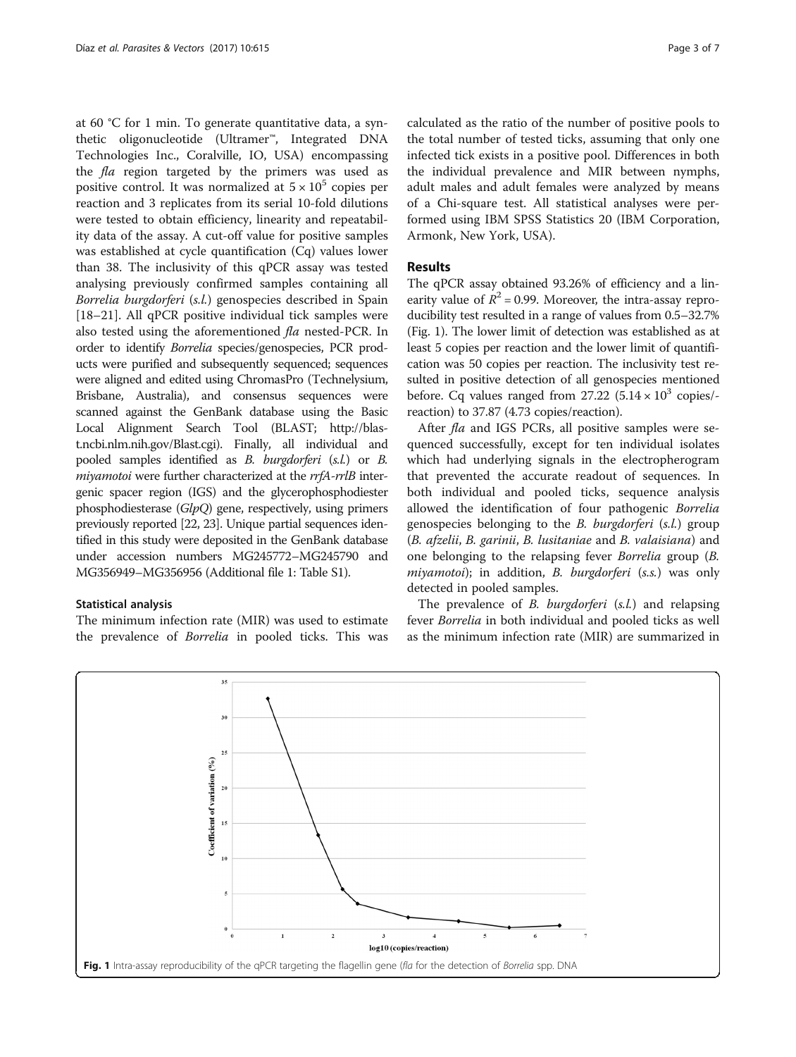at 60 °C for 1 min. To generate quantitative data, a synthetic oligonucleotide (Ultramer™, Integrated DNA Technologies Inc., Coralville, IO, USA) encompassing the *fla* region targeted by the primers was used as positive control. It was normalized at $5 \times 10^5$ copies per reaction and 3 replicates from its serial 10-fold dilutions were tested to obtain efficiency, linearity and repeatability data of the assay. A cut-off value for positive samples was established at cycle quantification (Cq) values lower than 38. The inclusivity of this qPCR assay was tested analysing previously confirmed samples containing all *Borrelia burgdorferi* (*s.l.*) genospecies described in Spain [18–21]. All qPCR positive individual tick samples were also tested using the aforementioned *fla* nested-PCR. In order to identify *Borrelia* species/genospecies, PCR products were purified and subsequently sequenced; sequences were aligned and edited using ChromasPro (Technelysium, Brisbane, Australia), and consensus sequences were scanned against the GenBank database using the Basic Local Alignment Search Tool (BLAST; http://blast.ncbi.nlm.nih.gov/Blast.cgi). Finally, all individual and pooled samples identified as *B. burgdorferi* (*s.l.*) or *B. miyamotoi* were further characterized at the *rrfA-rrlB* intergenic spacer region (IGS) and the glycerophosphodiester phosphodiesterase (*GlpQ*) gene, respectively, using primers previously reported [22, 23]. Unique partial sequences identified in this study were deposited in the GenBank database under accession numbers MG245772–MG245790 and MG356949–MG356956 (Additional file 1: Table S1).

### Statistical analysis

The minimum infection rate (MIR) was used to estimate the prevalence of *Borrelia* in pooled ticks. This was calculated as the ratio of the number of positive pools to the total number of tested ticks, assuming that only one infected tick exists in a positive pool. Differences in both the individual prevalence and MIR between nymphs, adult males and adult females were analyzed by means of a Chi-square test. All statistical analyses were performed using IBM SPSS Statistics 20 (IBM Corporation, Armonk, New York, USA).

## Results

The qPCR assay obtained 93.26% of efficiency and a linearity value of $R^2 = 0.99$. Moreover, the intra-assay reproducibility test resulted in a range of values from 0.5–32.7% (Fig. 1). The lower limit of detection was established as at least 5 copies per reaction and the lower limit of quantification was 50 copies per reaction. The inclusivity test resulted in positive detection of all genospecies mentioned before. Cq values ranged from 27.22 ($5.14 \times 10^3$ copies/reaction) to 37.87 (4.73 copies/reaction).

After *fla* and IGS PCRs, all positive samples were sequenced successfully, except for ten individual isolates which had underlying signals in the electropherogram that prevented the accurate readout of sequences. In both individual and pooled ticks, sequence analysis allowed the identification of four pathogenic *Borrelia* genospecies belonging to the *B. burgdorferi* (*s.l.*) group (*B. afzelii*, *B. garinii*, *B. lusitaniae* and *B. valaisiana*) and one belonging to the relapsing fever *Borrelia* group (*B. miyamotoi*); in addition, *B. burgdorferi* (*s.s.*) was only detected in pooled samples.

The prevalence of *B. burgdorferi* (*s.l.*) and relapsing fever *Borrelia* in both individual and pooled ticks as well as the minimum infection rate (MIR) are summarized in

**Fig. 1** Intra-assay reproducibility of the qPCR targeting the flagellin gene (*fla* for the detection of *Borrelia* spp. DNA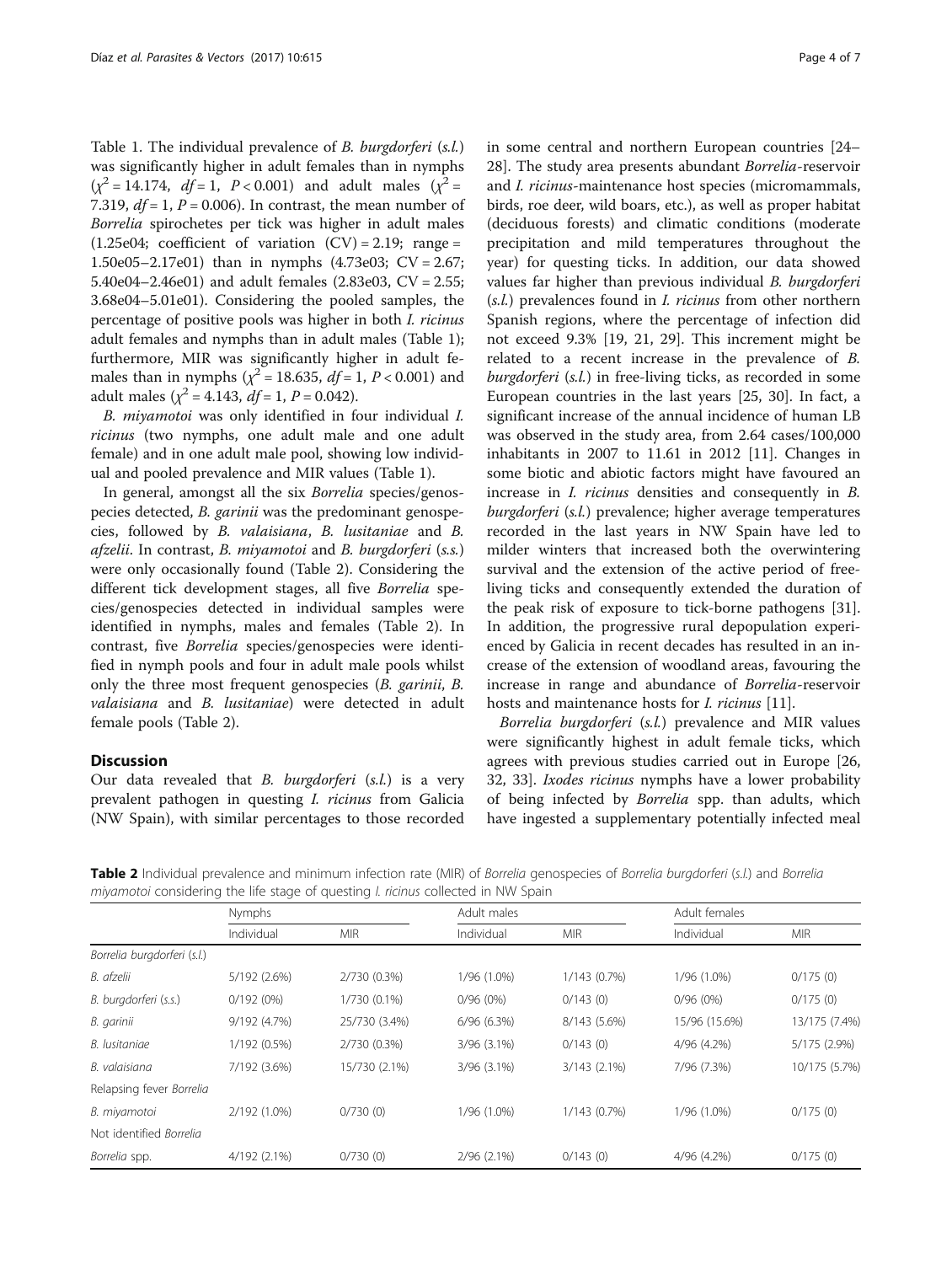Table 1. The individual prevalence of *B. burgdorferi* (*s.l.*) was significantly higher in adult females than in nymphs ($\chi^2 = 14.174$, $df = 1$, $P < 0.001$) and adult males ($\chi^2 = 7.319$, $df = 1$, $P = 0.006$). In contrast, the mean number of *Borrelia* spirochetes per tick was higher in adult males (1.25e04; coefficient of variation (CV) = 2.19; range = 1.50e05–2.17e01) than in nymphs (4.73e03; CV = 2.67; 5.40e04–2.46e01) and adult females (2.83e03, CV = 2.55; 3.68e04–5.01e01). Considering the pooled samples, the percentage of positive pools was higher in both *I. ricinus* adult females and nymphs than in adult males (Table 1); furthermore, MIR was significantly higher in adult females than in nymphs ($\chi^2 = 18.635$, $df = 1$, $P < 0.001$) and adult males ($\chi^2 = 4.143$, $df = 1$, $P = 0.042$).

*B. miyamotoi* was only identified in four individual *I. ricinus* (two nymphs, one adult male and one adult female) and in one adult male pool, showing low individual and pooled prevalence and MIR values (Table 1).

In general, amongst all the six *Borrelia* species/genospecies detected, *B. garinii* was the predominant genospecies, followed by *B. valaisiana*, *B. lusitaniae* and *B. afzelii*. In contrast, *B. miyamotoi* and *B. burgdorferi* (*s.s.*) were only occasionally found (Table 2). Considering the different tick development stages, all five *Borrelia* species/genospecies detected in individual samples were identified in nymphs, males and females (Table 2). In contrast, five *Borrelia* species/genospecies were identified in nymph pools and four in adult male pools whilst only the three most frequent genospecies (*B. garinii*, *B. valaisiana* and *B. lusitaniae*) were detected in adult female pools (Table 2).

## Discussion

Our data revealed that *B. burgdorferi* (*s.l.*) is a very prevalent pathogen in questing *I. ricinus* from Galicia (NW Spain), with similar percentages to those recorded in some central and northern European countries [24–28]. The study area presents abundant *Borrelia*-reservoir and *I. ricinus*-maintenance host species (micromammals, birds, roe deer, wild boars, etc.), as well as proper habitat (deciduous forests) and climatic conditions (moderate precipitation and mild temperatures throughout the year) for questing ticks. In addition, our data showed values far higher than previous individual *B. burgdorferi* (*s.l.*) prevalences found in *I. ricinus* from other northern Spanish regions, where the percentage of infection did not exceed 9.3% [19, 21, 29]. This increment might be related to a recent increase in the prevalence of *B. burgdorferi* (*s.l.*) in free-living ticks, as recorded in some European countries in the last years [25, 30]. In fact, a significant increase of the annual incidence of human LB was observed in the study area, from 2.64 cases/100,000 inhabitants in 2007 to 11.61 in 2012 [11]. Changes in some biotic and abiotic factors might have favoured an increase in *I. ricinus* densities and consequently in *B. burgdorferi* (*s.l.*) prevalence; higher average temperatures recorded in the last years in NW Spain have led to milder winters that increased both the overwintering survival and the extension of the active period of free-living ticks and consequently extended the duration of the peak risk of exposure to tick-borne pathogens [31]. In addition, the progressive rural depopulation experienced by Galicia in recent decades has resulted in an increase of the extension of woodland areas, favouring the increase in range and abundance of *Borrelia*-reservoir hosts and maintenance hosts for *I. ricinus* [11].

*Borrelia burgdorferi* (*s.l.*) prevalence and MIR values were significantly highest in adult female ticks, which agrees with previous studies carried out in Europe [26, 32, 33]. *Ixodes ricinus* nymphs have a lower probability of being infected by *Borrelia* spp. than adults, which have ingested a supplementary potentially infected meal

**Table 2** Individual prevalence and minimum infection rate (MIR) of *Borrelia* genospecies of *Borrelia burgdorferi* (*s.l.*) and *Borrelia miyamotoi* considering the life stage of questing *I. ricinus* collected in NW Spain

| | Nymphs | | Adult males | | Adult females | |
|---|---|---|---|---|---|---|
| | Individual | MIR | Individual | MIR | Individual | MIR |
| *Borrelia burgdorferi* (*s.l.*) | | | | | | |
| *B. afzelii* | 5/192 (2.6%) | 2/730 (0.3%) | 1/96 (1.0%) | 1/143 (0.7%) | 1/96 (1.0%) | 0/175 (0) |
| *B. burgdorferi* (*s.s.*) | 0/192 (0%) | 1/730 (0.1%) | 0/96 (0%) | 0/143 (0) | 0/96 (0%) | 0/175 (0) |
| *B. garinii* | 9/192 (4.7%) | 25/730 (3.4%) | 6/96 (6.3%) | 8/143 (5.6%) | 15/96 (15.6%) | 13/175 (7.4%) |
| *B. lusitaniae* | 1/192 (0.5%) | 2/730 (0.3%) | 3/96 (3.1%) | 0/143 (0) | 4/96 (4.2%) | 5/175 (2.9%) |
| *B. valaisiana* | 7/192 (3.6%) | 15/730 (2.1%) | 3/96 (3.1%) | 3/143 (2.1%) | 7/96 (7.3%) | 10/175 (5.7%) |
| Relapsing fever *Borrelia* | | | | | | |
| *B. miyamotoi* | 2/192 (1.0%) | 0/730 (0) | 1/96 (1.0%) | 1/143 (0.7%) | 1/96 (1.0%) | 0/175 (0) |
| Not identified *Borrelia* | | | | | | |
| *Borrelia* spp. | 4/192 (2.1%) | 0/730 (0) | 2/96 (2.1%) | 0/143 (0) | 4/96 (4.2%) | 0/175 (0) |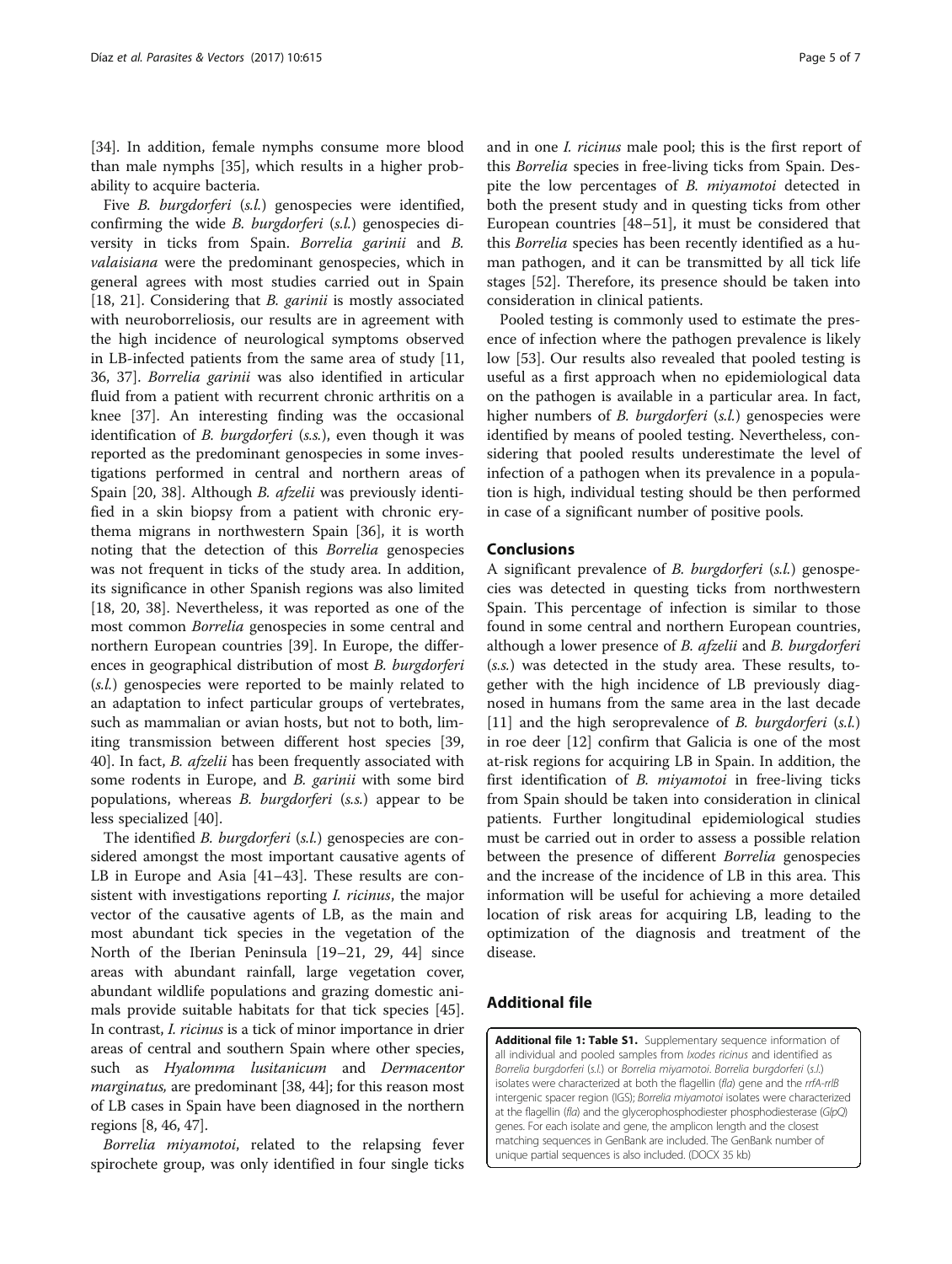[34]. In addition, female nymphs consume more blood than male nymphs [35], which results in a higher probability to acquire bacteria.

Five *B. burgdorferi* (*s.l.*) genospecies were identified, confirming the wide *B. burgdorferi* (*s.l.*) genospecies diversity in ticks from Spain. *Borrelia garinii* and *B. valaisiana* were the predominant genospecies, which in general agrees with most studies carried out in Spain [18, 21]. Considering that *B. garinii* is mostly associated with neuroborreliosis, our results are in agreement with the high incidence of neurological symptoms observed in LB-infected patients from the same area of study [11, 36, 37]. *Borrelia garinii* was also identified in articular fluid from a patient with recurrent chronic arthritis on a knee [37]. An interesting finding was the occasional identification of *B. burgdorferi* (*s.s.*), even though it was reported as the predominant genospecies in some investigations performed in central and northern areas of Spain [20, 38]. Although *B. afzelii* was previously identified in a skin biopsy from a patient with chronic erythema migrans in northwestern Spain [36], it is worth noting that the detection of this *Borrelia* genospecies was not frequent in ticks of the study area. In addition, its significance in other Spanish regions was also limited [18, 20, 38]. Nevertheless, it was reported as one of the most common *Borrelia* genospecies in some central and northern European countries [39]. In Europe, the differences in geographical distribution of most *B. burgdorferi* (*s.l.*) genospecies were reported to be mainly related to an adaptation to infect particular groups of vertebrates, such as mammalian or avian hosts, but not to both, limiting transmission between different host species [39, 40]. In fact, *B. afzelii* has been frequently associated with some rodents in Europe, and *B. garinii* with some bird populations, whereas *B. burgdorferi* (*s.s.*) appear to be less specialized [40].

The identified *B. burgdorferi* (*s.l.*) genospecies are considered amongst the most important causative agents of LB in Europe and Asia [41–43]. These results are consistent with investigations reporting *I. ricinus*, the major vector of the causative agents of LB, as the main and most abundant tick species in the vegetation of the North of the Iberian Peninsula [19–21, 29, 44] since areas with abundant rainfall, large vegetation cover, abundant wildlife populations and grazing domestic animals provide suitable habitats for that tick species [45]. In contrast, *I. ricinus* is a tick of minor importance in drier areas of central and southern Spain where other species, such as *Hyalomma lusitanicum* and *Dermacentor marginatus*, are predominant [38, 44]; for this reason most of LB cases in Spain have been diagnosed in the northern regions [8, 46, 47].

*Borrelia miyamotoi*, related to the relapsing fever spirochete group, was only identified in four single ticks and in one *I. ricinus* male pool; this is the first report of this *Borrelia* species in free-living ticks from Spain. Despite the low percentages of *B. miyamotoi* detected in both the present study and in questing ticks from other European countries [48–51], it must be considered that this *Borrelia* species has been recently identified as a human pathogen, and it can be transmitted by all tick life stages [52]. Therefore, its presence should be taken into consideration in clinical patients.

Pooled testing is commonly used to estimate the presence of infection where the pathogen prevalence is likely low [53]. Our results also revealed that pooled testing is useful as a first approach when no epidemiological data on the pathogen is available in a particular area. In fact, higher numbers of *B. burgdorferi* (*s.l.*) genospecies were identified by means of pooled testing. Nevertheless, considering that pooled results underestimate the level of infection of a pathogen when its prevalence in a population is high, individual testing should be then performed in case of a significant number of positive pools.

## Conclusions

A significant prevalence of *B. burgdorferi* (*s.l.*) genospecies was detected in questing ticks from northwestern Spain. This percentage of infection is similar to those found in some central and northern European countries, although a lower presence of *B. afzelii* and *B. burgdorferi* (*s.s.*) was detected in the study area. These results, together with the high incidence of LB previously diagnosed in humans from the same area in the last decade [11] and the high seroprevalence of *B. burgdorferi* (*s.l.*) in roe deer [12] confirm that Galicia is one of the most at-risk regions for acquiring LB in Spain. In addition, the first identification of *B. miyamotoi* in free-living ticks from Spain should be taken into consideration in clinical patients. Further longitudinal epidemiological studies must be carried out in order to assess a possible relation between the presence of different *Borrelia* genospecies and the increase of the incidence of LB in this area. This information will be useful for achieving a more detailed location of risk areas for acquiring LB, leading to the optimization of the diagnosis and treatment of the disease.

## Additional file

**Additional file 1: Table S1.** Supplementary sequence information of all individual and pooled samples from *Ixodes ricinus* and identified as *Borrelia burgdorferi* (*s.l.*) or *Borrelia miyamotoi*. *Borrelia burgdorferi* (*s.l.*) isolates were characterized at both the flagellin (*fla*) gene and the *rrfA-rrlB* intergenic spacer region (IGS); *Borrelia miyamotoi* isolates were characterized at the flagellin (*fla*) and the glycerophosphodiester phosphodiesterase (*GlpQ*) genes. For each isolate and gene, the amplicon length and the closest matching sequences in GenBank are included. The GenBank number of unique partial sequences is also included. (DOCX 35 kb)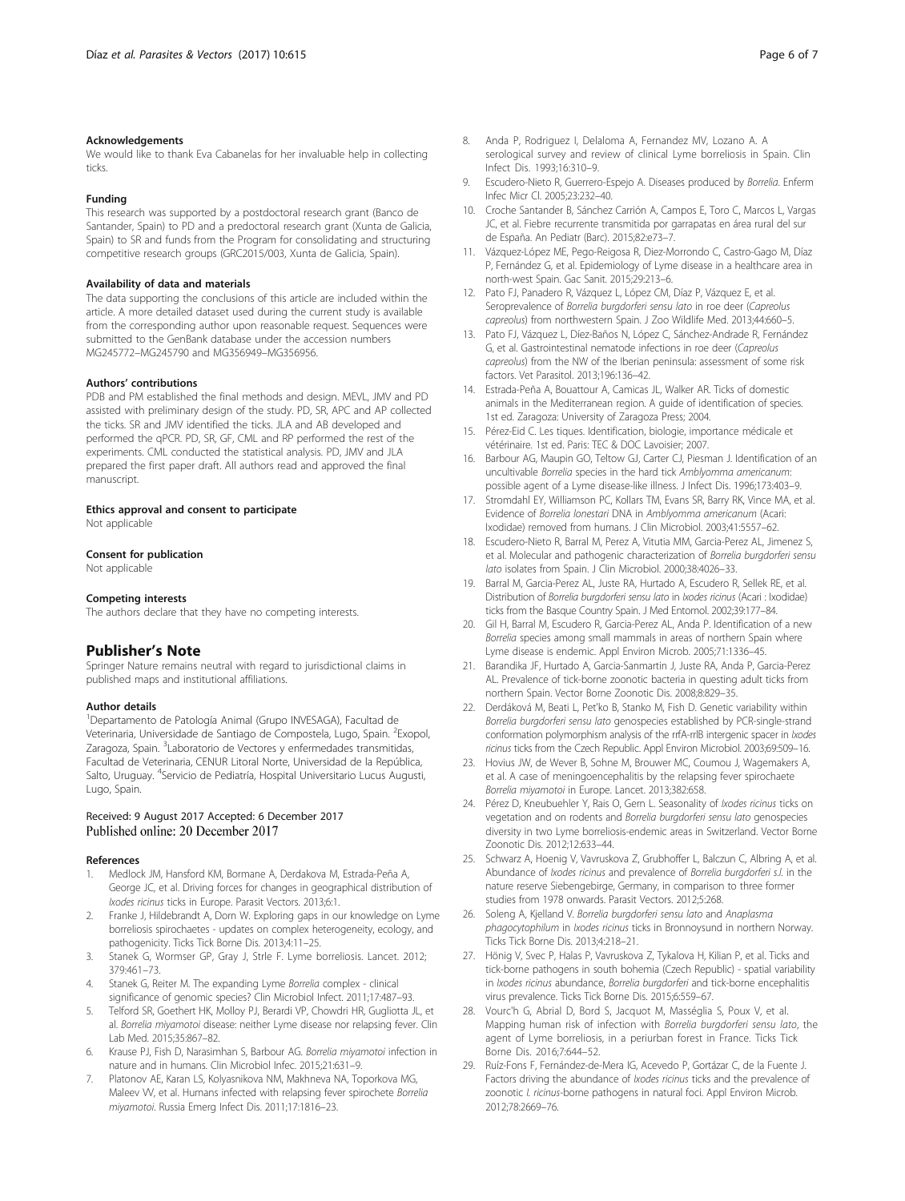#### Acknowledgements

We would like to thank Eva Cabanelas for her invaluable help in collecting ticks.

#### Funding

This research was supported by a postdoctoral research grant (Banco de Santander, Spain) to PD and a predoctoral research grant (Xunta de Galicia, Spain) to SR and funds from the Program for consolidating and structuring competitive research groups (GRC2015/003, Xunta de Galicia, Spain).

#### Availability of data and materials

The data supporting the conclusions of this article are included within the article. A more detailed dataset used during the current study is available from the corresponding author upon reasonable request. Sequences were submitted to the GenBank database under the accession numbers MG245772–MG245790 and MG356949–MG356956.

#### Authors' contributions

PDB and PM established the final methods and design. MEVL, JMV and PD assisted with preliminary design of the study. PD, SR, APC and AP collected the ticks. SR and JMV identified the ticks. JLA and AB developed and performed the qPCR. PD, SR, GF, CML and RP performed the rest of the experiments. CML conducted the statistical analysis. PD, JMV and JLA prepared the first paper draft. All authors read and approved the final manuscript.

#### Ethics approval and consent to participate

Not applicable

#### Consent for publication

Not applicable

#### Competing interests

The authors declare that they have no competing interests.

## Publisher's Note

Springer Nature remains neutral with regard to jurisdictional claims in published maps and institutional affiliations.

#### Author details

[1]Departamento de Patología Animal (Grupo INVESAGA), Facultad de Veterinaria, Universidade de Santiago de Compostela, Lugo, Spain. [2]Exopol, Zaragoza, Spain. [3]Laboratorio de Vectores y enfermedades transmitidas, Facultad de Veterinaria, CENUR Litoral Norte, Universidad de la República, Salto, Uruguay. [4]Servicio de Pediatría, Hospital Universitario Lucus Augusti, Lugo, Spain.

Received: 9 August 2017 Accepted: 6 December 2017
Published online: 20 December 2017

#### References

1. Medlock JM, Hansford KM, Bormane A, Derdakova M, Estrada-Peña A, George JC, et al. Driving forces for changes in geographical distribution of *Ixodes ricinus* ticks in Europe. Parasit Vectors. 2013;6:1.
2. Franke J, Hildebrandt A, Dorn W. Exploring gaps in our knowledge on Lyme borreliosis spirochaetes - updates on complex heterogeneity, ecology, and pathogenicity. Ticks Tick Borne Dis. 2013;4:11–25.
3. Stanek G, Wormser GP, Gray J, Strle F. Lyme borreliosis. Lancet. 2012; 379:461–73.
4. Stanek G, Reiter M. The expanding Lyme *Borrelia* complex - clinical significance of genomic species? Clin Microbiol Infect. 2011;17:487–93.
5. Telford SR, Goethert HK, Molloy PJ, Berardi VP, Chowdri HR, Gugliotta JL, et al. *Borrelia miyamotoi* disease: neither Lyme disease nor relapsing fever. Clin Lab Med. 2015;35:867–82.
6. Krause PJ, Fish D, Narasimhan S, Barbour AG. *Borrelia miyamotoi* infection in nature and in humans. Clin Microbiol Infec. 2015;21:631–9.
7. Platonov AE, Karan LS, Kolyasnikova NM, Makhneva NA, Toporkova MG, Maleev VV, et al. Humans infected with relapsing fever spirochete *Borrelia miyamotoi*. Russia Emerg Infect Dis. 2011;17:1816–23.
8. Anda P, Rodriguez I, Delaloma A, Fernandez MV, Lozano A. A serological survey and review of clinical Lyme borreliosis in Spain. Clin Infect Dis. 1993;16:310–9.
9. Escudero-Nieto R, Guerrero-Espejo A. Diseases produced by *Borrelia*. Enferm Infec Micr Cl. 2005;23:232–40.
10. Croche Santander B, Sánchez Carrión A, Campos E, Toro C, Marcos L, Vargas JC, et al. Fiebre recurrente transmitida por garrapatas en área rural del sur de España. An Pediatr (Barc). 2015;82:e73–7.
11. Vázquez-López ME, Pego-Reigosa R, Diez-Morrondo C, Castro-Gago M, Díaz P, Fernández G, et al. Epidemiology of Lyme disease in a healthcare area in north-west Spain. Gac Sanit. 2015;29:213–6.
12. Pato FJ, Panadero R, Vázquez L, López CM, Díaz P, Vázquez E, et al. Seroprevalence of *Borrelia burgdorferi sensu lato* in roe deer (*Capreolus capreolus*) from northwestern Spain. J Zoo Wildlife Med. 2013;44:660–5.
13. Pato FJ, Vázquez L, Díez-Baños N, López C, Sánchez-Andrade R, Fernández G, et al. Gastrointestinal nematode infections in roe deer (*Capreolus capreolus*) from the NW of the Iberian peninsula: assessment of some risk factors. Vet Parasitol. 2013;196:136–42.
14. Estrada-Peña A, Bouattour A, Camicas JL, Walker AR. Ticks of domestic animals in the Mediterranean region. A guide of identification of species. 1st ed. Zaragoza: University of Zaragoza Press; 2004.
15. Pérez-Eid C. Les tiques. Identification, biologie, importance médicale et vétérinaire. 1st ed. Paris: TEC & DOC Lavoisier; 2007.
16. Barbour AG, Maupin GO, Teltow GJ, Carter CJ, Piesman J. Identification of an uncultivable *Borrelia* species in the hard tick *Amblyomma americanum*: possible agent of a Lyme disease-like illness. J Infect Dis. 1996;173:403–9.
17. Stromdahl EY, Williamson PC, Kollars TM, Evans SR, Barry RK, Vince MA, et al. Evidence of *Borrelia lonestari* DNA in *Amblyomma americanum* (Acari: Ixodidae) removed from humans. J Clin Microbiol. 2003;41:5557–62.
18. Escudero-Nieto R, Barral M, Perez A, Vitutia MM, Garcia-Perez AL, Jimenez S, et al. Molecular and pathogenic characterization of *Borrelia burgdorferi sensu lato* isolates from Spain. J Clin Microbiol. 2000;38:4026–33.
19. Barral M, Garcia-Perez AL, Juste RA, Hurtado A, Escudero R, Sellek RE, et al. Distribution of *Borrelia burgdorferi sensu lato* in *Ixodes ricinus* (Acari : Ixodidae) ticks from the Basque Country Spain. J Med Entomol. 2002;39:177–84.
20. Gil H, Barral M, Escudero R, Garcia-Perez AL, Anda P. Identification of a new *Borrelia* species among small mammals in areas of northern Spain where Lyme disease is endemic. Appl Environ Microb. 2005;71:1336–45.
21. Barandika JF, Hurtado A, Garcia-Sanmartin J, Juste RA, Anda P, Garcia-Perez AL. Prevalence of tick-borne zoonotic bacteria in questing adult ticks from northern Spain. Vector Borne Zoonotic Dis. 2008;8:829–35.
22. Derdáková M, Beati L, Pet'ko B, Stanko M, Fish D. Genetic variability within *Borrelia burgdorferi sensu lato* genospecies established by PCR-single-strand conformation polymorphism analysis of the rrfA-rrlB intergenic spacer in *Ixodes ricinus* ticks from the Czech Republic. Appl Environ Microbiol. 2003;69:509–16.
23. Hovius JW, de Wever B, Sohne M, Brouwer MC, Coumou J, Wagemakers A, et al. A case of meningoencephalitis by the relapsing fever spirochaete *Borrelia miyamotoi* in Europe. Lancet. 2013;382:658.
24. Pérez D, Kneubuehler Y, Rais O, Gern L. Seasonality of *Ixodes ricinus* ticks on vegetation and on rodents and *Borrelia burgdorferi sensu lato* genospecies diversity in two Lyme borreliosis-endemic areas in Switzerland. Vector Borne Zoonotic Dis. 2012;12:633–44.
25. Schwarz A, Hoenig V, Vavruskova Z, Grubhoffer L, Balczun C, Albring A, et al. Abundance of *Ixodes ricinus* and prevalence of *Borrelia burgdorferi s.l.* in the nature reserve Siebengebirge, Germany, in comparison to three former studies from 1978 onwards. Parasit Vectors. 2012;5:268.
26. Soleng A, Kjelland V. *Borrelia burgdorferi sensu lato* and *Anaplasma phagocytophilum* in *Ixodes ricinus* ticks in Bronnoysund in northern Norway. Ticks Tick Borne Dis. 2013;4:218–21.
27. Hönig V, Svec P, Halas P, Vavruskova Z, Tykalova H, Kilian P, et al. Ticks and tick-borne pathogens in south bohemia (Czech Republic) - spatial variability in *Ixodes ricinus* abundance, *Borrelia burgdorferi* and tick-borne encephalitis virus prevalence. Ticks Tick Borne Dis. 2015;6:559–67.
28. Vourc'h G, Abrial D, Bord S, Jacquot M, Masséglia S, Poux V, et al. Mapping human risk of infection with *Borrelia burgdorferi sensu lato*, the agent of Lyme borreliosis, in a periurban forest in France. Ticks Tick Borne Dis. 2016;7:644–52.
29. Ruíz-Fons F, Fernández-de-Mera IG, Acevedo P, Gortázar C, de la Fuente J. Factors driving the abundance of *Ixodes ricinus* ticks and the prevalence of zoonotic *I. ricinus*-borne pathogens in natural foci. Appl Environ Microb. 2012;78:2669–76.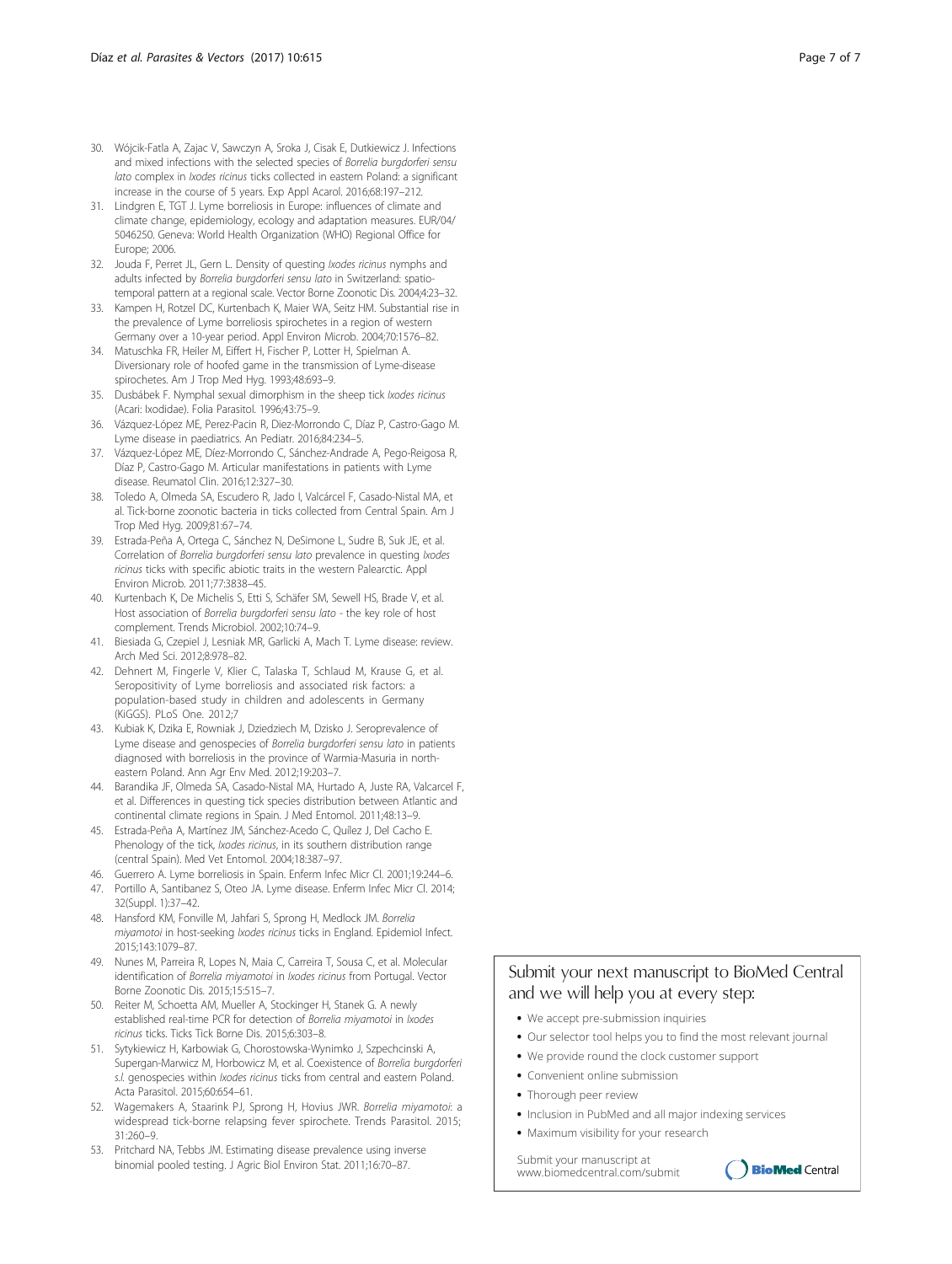30. Wójcik-Fatla A, Zajac V, Sawczyn A, Sroka J, Cisak E, Dutkiewicz J. Infections and mixed infections with the selected species of *Borrelia burgdorferi sensu lato* complex in *Ixodes ricinus* ticks collected in eastern Poland: a significant increase in the course of 5 years. Exp Appl Acarol. 2016;68:197–212.
31. Lindgren E, TGT J. Lyme borreliosis in Europe: influences of climate and climate change, epidemiology, ecology and adaptation measures. EUR/04/5046250. Geneva: World Health Organization (WHO) Regional Office for Europe; 2006.
32. Jouda F, Perret JL, Gern L. Density of questing *Ixodes ricinus* nymphs and adults infected by *Borrelia burgdorferi sensu lato* in Switzerland: spatio-temporal pattern at a regional scale. Vector Borne Zoonotic Dis. 2004;4:23–32.
33. Kampen H, Rotzel DC, Kurtenbach K, Maier WA, Seitz HM. Substantial rise in the prevalence of Lyme borreliosis spirochetes in a region of western Germany over a 10-year period. Appl Environ Microb. 2004;70:1576–82.
34. Matuschka FR, Heiler M, Eiffert H, Fischer P, Lotter H, Spielman A. Diversionary role of hoofed game in the transmission of Lyme-disease spirochetes. Am J Trop Med Hyg. 1993;48:693–9.
35. Dusbábek F. Nymphal sexual dimorphism in the sheep tick *Ixodes ricinus* (Acari: Ixodidae). Folia Parasitol. 1996;43:75–9.
36. Vázquez-López ME, Perez-Pacin R, Diez-Morrondo C, Díaz P, Castro-Gago M. Lyme disease in paediatrics. An Pediatr. 2016;84:234–5.
37. Vázquez-López ME, Díez-Morrondo C, Sánchez-Andrade A, Pego-Reigosa R, Díaz P, Castro-Gago M. Articular manifestations in patients with Lyme disease. Reumatol Clin. 2016;12:327–30.
38. Toledo A, Olmeda SA, Escudero R, Jado I, Valcárcel F, Casado-Nistal MA, et al. Tick-borne zoonotic bacteria in ticks collected from Central Spain. Am J Trop Med Hyg. 2009;81:67–74.
39. Estrada-Peña A, Ortega C, Sánchez N, DeSimone L, Sudre B, Suk JE, et al. Correlation of *Borrelia burgdorferi sensu lato* prevalence in questing *Ixodes ricinus* ticks with specific abiotic traits in the western Palearctic. Appl Environ Microb. 2011;77:3838–45.
40. Kurtenbach K, De Michelis S, Etti S, Schäfer SM, Sewell HS, Brade V, et al. Host association of *Borrelia burgdorferi sensu lato* - the key role of host complement. Trends Microbiol. 2002;10:74–9.
41. Biesiada G, Czepiel J, Lesniak MR, Garlicki A, Mach T. Lyme disease: review. Arch Med Sci. 2012;8:978–82.
42. Dehnert M, Fingerle V, Klier C, Talaska T, Schlaud M, Krause G, et al. Seropositivity of Lyme borreliosis and associated risk factors: a population-based study in children and adolescents in Germany (KiGGS). PLoS One. 2012;7
43. Kubiak K, Dzika E, Rowniak J, Dziedziech M, Dzisko J. Seroprevalence of Lyme disease and genospecies of *Borrelia burgdorferi sensu lato* in patients diagnosed with borreliosis in the province of Warmia-Masuria in north-eastern Poland. Ann Agr Env Med. 2012;19:203–7.
44. Barandika JF, Olmeda SA, Casado-Nistal MA, Hurtado A, Juste RA, Valcarcel F, et al. Differences in questing tick species distribution between Atlantic and continental climate regions in Spain. J Med Entomol. 2011;48:13–9.
45. Estrada-Peña A, Martínez JM, Sánchez-Acedo C, Quílez J, Del Cacho E. Phenology of the tick, *Ixodes ricinus*, in its southern distribution range (central Spain). Med Vet Entomol. 2004;18:387–97.
46. Guerrero A. Lyme borreliosis in Spain. Enferm Infec Micr Cl. 2001;19:244–6.
47. Portillo A, Santibanez S, Oteo JA. Lyme disease. Enferm Infec Micr Cl. 2014; 32(Suppl. 1):37–42.
48. Hansford KM, Fonville M, Jahfari S, Sprong H, Medlock JM. *Borrelia miyamotoi* in host-seeking *Ixodes ricinus* ticks in England. Epidemiol Infect. 2015;143:1079–87.
49. Nunes M, Parreira R, Lopes N, Maia C, Carreira T, Sousa C, et al. Molecular identification of *Borrelia miyamotoi* in *Ixodes ricinus* from Portugal. Vector Borne Zoonotic Dis. 2015;15:515–7.
50. Reiter M, Schoetta AM, Mueller A, Stockinger H, Stanek G. A newly established real-time PCR for detection of *Borrelia miyamotoi* in *Ixodes ricinus* ticks. Ticks Tick Borne Dis. 2015;6:303–8.
51. Sytykiewicz H, Karbowiak G, Chorostowska-Wynimko J, Szpechcinski A, Supergan-Marwicz M, Horbowicz M, et al. Coexistence of *Borrelia burgdorferi s.l.* genospecies within *Ixodes ricinus* ticks from central and eastern Poland. Acta Parasitol. 2015;60:654–61.
52. Wagemakers A, Staarink PJ, Sprong H, Hovius JWR. *Borrelia miyamotoi*: a widespread tick-borne relapsing fever spirochete. Trends Parasitol. 2015; 31:260–9.
53. Pritchard NA, Tebbs JM. Estimating disease prevalence using inverse binomial pooled testing. J Agric Biol Environ Stat. 2011;16:70–87.

Submit your next manuscript to BioMed Central and we will help you at every step:

- We accept pre-submission inquiries
- Our selector tool helps you to find the most relevant journal
- We provide round the clock customer support
- Convenient online submission
- Thorough peer review
- Inclusion in PubMed and all major indexing services
- Maximum visibility for your research

Submit your manuscript at www.biomedcentral.com/submit

BioMed Central